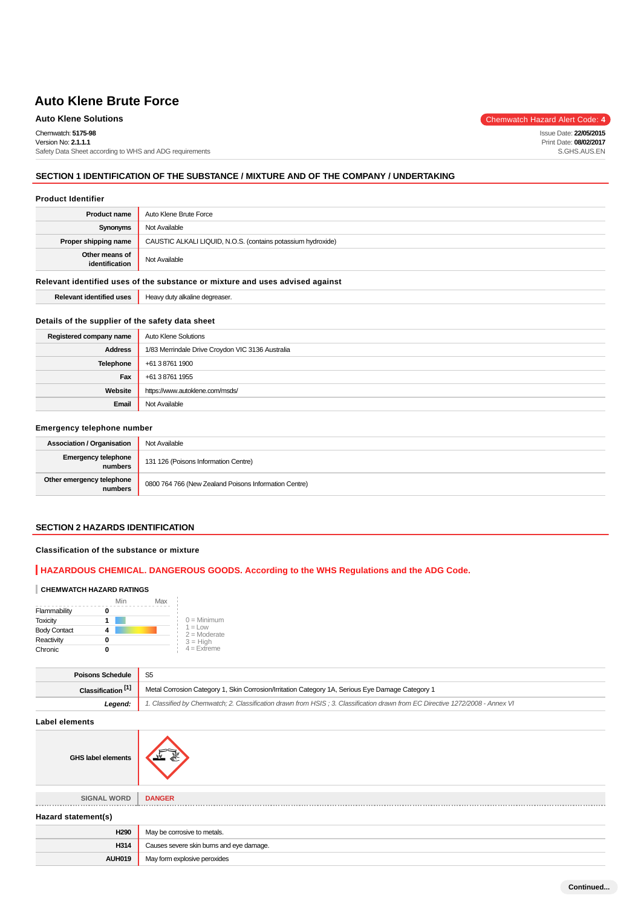# Auto Klene Brute Force

**Auto Klene Solutions**

Chemwatch Hazard Alert Code: **4**

Chemwatch: **5175-98**
Version No: **2.1.1.1**
Safety Data Sheet according to WHS and ADG requirements

Issue Date: **22/05/2015**
Print Date: **08/02/2017**
S.GHS.AUS.EN

## SECTION 1 IDENTIFICATION OF THE SUBSTANCE / MIXTURE AND OF THE COMPANY / UNDERTAKING

### Product Identifier

| | |
|---|---|
| **Product name** | Auto Klene Brute Force |
| **Synonyms** | Not Available |
| **Proper shipping name** | CAUSTIC ALKALI LIQUID, N.O.S. (contains potassium hydroxide) |
| **Other means of identification** | Not Available |

### Relevant identified uses of the substance or mixture and uses advised against

| | |
|---|---|
| **Relevant identified uses** | Heavy duty alkaline degreaser. |

### Details of the supplier of the safety data sheet

| | |
|---|---|
| **Registered company name** | Auto Klene Solutions |
| **Address** | 1/83 Merrindale Drive Croydon VIC 3136 Australia |
| **Telephone** | +61 3 8761 1900 |
| **Fax** | +61 3 8761 1955 |
| **Website** | https://www.autoklene.com/msds/ |
| **Email** | Not Available |

### Emergency telephone number

| | |
|---|---|
| **Association / Organisation** | Not Available |
| **Emergency telephone numbers** | 131 126 (Poisons Information Centre) |
| **Other emergency telephone numbers** | 0800 764 766 (New Zealand Poisons Information Centre) |

## SECTION 2 HAZARDS IDENTIFICATION

### Classification of the substance or mixture

**HAZARDOUS CHEMICAL. DANGEROUS GOODS. According to the WHS Regulations and the ADG Code.**

**CHEMWATCH HAZARD RATINGS**

| | | Min Max |
|---|---|---|
| Flammability | 0 | |
| Toxicity | 1 | |
| Body Contact | 4 | |
| Reactivity | 0 | |
| Chronic | 0 | |

0 = Minimum
1 = Low
2 = Moderate
3 = High
4 = Extreme

| | |
|---|---|
| **Poisons Schedule** | S5 |
| **Classification [1]** | Metal Corrosion Category 1, Skin Corrosion/Irritation Category 1A, Serious Eye Damage Category 1 |
| ***Legend:*** | *1. Classified by Chemwatch; 2. Classification drawn from HSIS ; 3. Classification drawn from EC Directive 1272/2008 - Annex VI* |

### Label elements

| | |
|---|---|
| **GHS label elements** | |
| **SIGNAL WORD** | **DANGER** |

### Hazard statement(s)

| | |
|---|---|
| **H290** | May be corrosive to metals. |
| **H314** | Causes severe skin burns and eye damage. |
| **AUH019** | May form explosive peroxides |

Continued...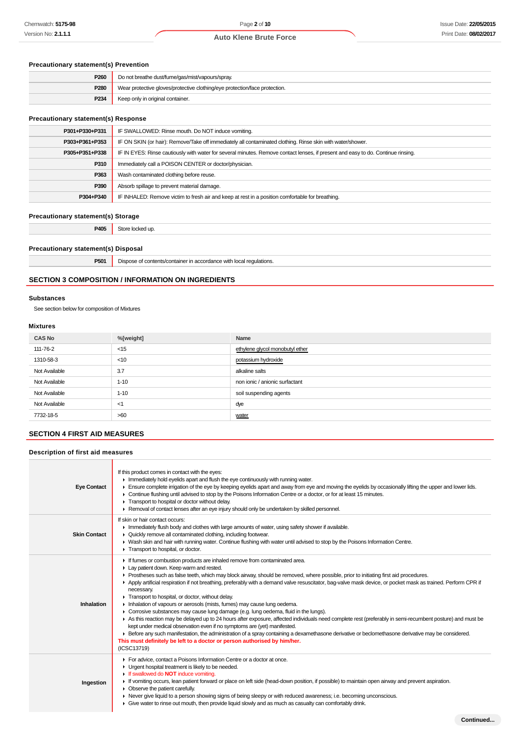### Precautionary statement(s) Prevention

| | |
|---|---|
| P260 | Do not breathe dust/fume/gas/mist/vapours/spray. |
| P280 | Wear protective gloves/protective clothing/eye protection/face protection. |
| P234 | Keep only in original container. |

### Precautionary statement(s) Response

| | |
|---|---|
| P301+P330+P331 | IF SWALLOWED: Rinse mouth. Do NOT induce vomiting. |
| P303+P361+P353 | IF ON SKIN (or hair): Remove/Take off immediately all contaminated clothing. Rinse skin with water/shower. |
| P305+P351+P338 | IF IN EYES: Rinse cautiously with water for several minutes. Remove contact lenses, if present and easy to do. Continue rinsing. |
| P310 | Immediately call a POISON CENTER or doctor/physician. |
| P363 | Wash contaminated clothing before reuse. |
| P390 | Absorb spillage to prevent material damage. |
| P304+P340 | IF INHALED: Remove victim to fresh air and keep at rest in a position comfortable for breathing. |

### Precautionary statement(s) Storage

| | |
|---|---|
| P405 | Store locked up. |

### Precautionary statement(s) Disposal

| | |
|---|---|
| P501 | Dispose of contents/container in accordance with local regulations. |

## SECTION 3 COMPOSITION / INFORMATION ON INGREDIENTS

### Substances

See section below for composition of Mixtures

### Mixtures

| CAS No | %[weight] | Name |
|---|---|---|
| 111-76-2 | <15 | ethylene glycol monobutyl ether |
| 1310-58-3 | <10 | potassium hydroxide |
| Not Available | 3.7 | alkaline salts |
| Not Available | 1-10 | non ionic / anionic surfactant |
| Not Available | 1-10 | soil suspending agents |
| Not Available | <1 | dye |
| 7732-18-5 | >60 | water |

## SECTION 4 FIRST AID MEASURES

### Description of first aid measures

| | |
|---|---|
| **Eye Contact** | If this product comes in contact with the eyes:<br>▸ Immediately hold eyelids apart and flush the eye continuously with running water.<br>▸ Ensure complete irrigation of the eye by keeping eyelids apart and away from eye and moving the eyelids by occasionally lifting the upper and lower lids.<br>▸ Continue flushing until advised to stop by the Poisons Information Centre or a doctor, or for at least 15 minutes.<br>▸ Transport to hospital or doctor without delay.<br>▸ Removal of contact lenses after an eye injury should only be undertaken by skilled personnel. |
| **Skin Contact** | If skin or hair contact occurs:<br>▸ Immediately flush body and clothes with large amounts of water, using safety shower if available.<br>▸ Quickly remove all contaminated clothing, including footwear.<br>▸ Wash skin and hair with running water. Continue flushing with water until advised to stop by the Poisons Information Centre.<br>▸ Transport to hospital, or doctor. |
| **Inhalation** | ▸ If fumes or combustion products are inhaled remove from contaminated area.<br>▸ Lay patient down. Keep warm and rested.<br>▸ Prostheses such as false teeth, which may block airway, should be removed, where possible, prior to initiating first aid procedures.<br>▸ Apply artificial respiration if not breathing, preferably with a demand valve resuscitator, bag-valve mask device, or pocket mask as trained. Perform CPR if necessary.<br>▸ Transport to hospital, or doctor, without delay.<br>▸ Inhalation of vapours or aerosols (mists, fumes) may cause lung oedema.<br>▸ Corrosive substances may cause lung damage (e.g. lung oedema, fluid in the lungs).<br>▸ As this reaction may be delayed up to 24 hours after exposure, affected individuals need complete rest (preferably in semi-recumbent posture) and must be kept under medical observation even if no symptoms are (yet) manifested.<br>▸ Before any such manifestation, the administration of a spray containing a dexamethasone derivative or beclomethasone derivative may be considered.<br>**This must definitely be left to a doctor or person authorised by him/her.**<br>(ICSC13719) |
| **Ingestion** | ▸ For advice, contact a Poisons Information Centre or a doctor at once.<br>▸ Urgent hospital treatment is likely to be needed.<br>▸ If swallowed do **NOT** induce vomiting.<br>▸ If vomiting occurs, lean patient forward or place on left side (head-down position, if possible) to maintain open airway and prevent aspiration.<br>▸ Observe the patient carefully.<br>▸ Never give liquid to a person showing signs of being sleepy or with reduced awareness; i.e. becoming unconscious.<br>▸ Give water to rinse out mouth, then provide liquid slowly and as much as casualty can comfortably drink. |

Continued...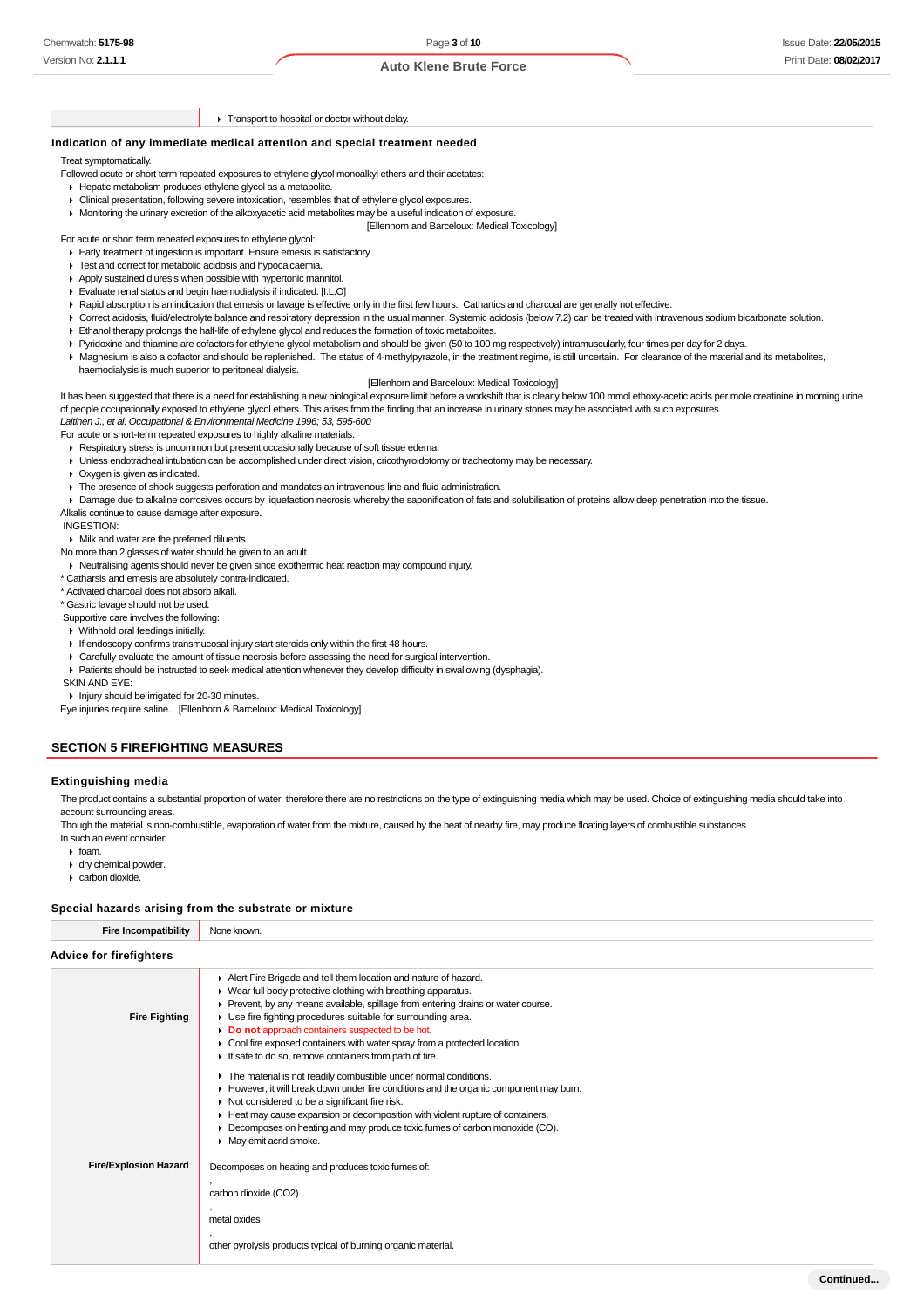| | ▸ Transport to hospital or doctor without delay. |
|---|---|

### Indication of any immediate medical attention and special treatment needed

Treat symptomatically.

Followed acute or short term repeated exposures to ethylene glycol monoalkyl ethers and their acetates:

- Hepatic metabolism produces ethylene glycol as a metabolite.
- Clinical presentation, following severe intoxication, resembles that of ethylene glycol exposures.
- Monitoring the urinary excretion of the alkoxyacetic acid metabolites may be a useful indication of exposure.

[Ellenhorn and Barceloux: Medical Toxicology]

For acute or short term repeated exposures to ethylene glycol:

- Early treatment of ingestion is important. Ensure emesis is satisfactory.
- Test and correct for metabolic acidosis and hypocalcaemia.
- Apply sustained diuresis when possible with hypertonic mannitol.
- Evaluate renal status and begin haemodialysis if indicated. [I.L.O]
- Rapid absorption is an indication that emesis or lavage is effective only in the first few hours. Cathartics and charcoal are generally not effective.
- Correct acidosis, fluid/electrolyte balance and respiratory depression in the usual manner. Systemic acidosis (below 7.2) can be treated with intravenous sodium bicarbonate solution.
- Ethanol therapy prolongs the half-life of ethylene glycol and reduces the formation of toxic metabolites.
- Pyridoxine and thiamine are cofactors for ethylene glycol metabolism and should be given (50 to 100 mg respectively) intramuscularly, four times per day for 2 days.
- Magnesium is also a cofactor and should be replenished. The status of 4-methylpyrazole, in the treatment regime, is still uncertain. For clearance of the material and its metabolites, haemodialysis is much superior to peritoneal dialysis.

[Ellenhorn and Barceloux: Medical Toxicology]

It has been suggested that there is a need for establishing a new biological exposure limit before a workshift that is clearly below 100 mmol ethoxy-acetic acids per mole creatinine in morning urine of people occupationally exposed to ethylene glycol ethers. This arises from the finding that an increase in urinary stones may be associated with such exposures.

*Laitinen J., et al: Occupational & Environmental Medicine 1996; 53, 595-600*

For acute or short-term repeated exposures to highly alkaline materials:

- Respiratory stress is uncommon but present occasionally because of soft tissue edema.
- Unless endotracheal intubation can be accomplished under direct vision, cricothyroidotomy or tracheotomy may be necessary.
- Oxygen is given as indicated.
- The presence of shock suggests perforation and mandates an intravenous line and fluid administration.
- Damage due to alkaline corrosives occurs by liquefaction necrosis whereby the saponification of fats and solubilisation of proteins allow deep penetration into the tissue.

Alkalis continue to cause damage after exposure.

INGESTION:

- Milk and water are the preferred diluents

No more than 2 glasses of water should be given to an adult.

- Neutralising agents should never be given since exothermic heat reaction may compound injury.

\* Catharsis and emesis are absolutely contra-indicated.

\* Activated charcoal does not absorb alkali.

\* Gastric lavage should not be used.

Supportive care involves the following:

- Withhold oral feedings initially.
- If endoscopy confirms transmucosal injury start steroids only within the first 48 hours.
- Carefully evaluate the amount of tissue necrosis before assessing the need for surgical intervention.
- Patients should be instructed to seek medical attention whenever they develop difficulty in swallowing (dysphagia).

SKIN AND EYE:

- Injury should be irrigated for 20-30 minutes.

Eye injuries require saline. [Ellenhorn & Barceloux: Medical Toxicology]

## SECTION 5 FIREFIGHTING MEASURES

### Extinguishing media

The product contains a substantial proportion of water, therefore there are no restrictions on the type of extinguishing media which may be used. Choice of extinguishing media should take into account surrounding areas.

Though the material is non-combustible, evaporation of water from the mixture, caused by the heat of nearby fire, may produce floating layers of combustible substances.

In such an event consider:

- foam.
- dry chemical powder.
- carbon dioxide.

### Special hazards arising from the substrate or mixture

| Fire Incompatibility | None known. |
|---|---|

### Advice for firefighters

| | |
|---|---|
| **Fire Fighting** | ▸ Alert Fire Brigade and tell them location and nature of hazard.<br>▸ Wear full body protective clothing with breathing apparatus.<br>▸ Prevent, by any means available, spillage from entering drains or water course.<br>▸ Use fire fighting procedures suitable for surrounding area.<br>▸ **Do not** approach containers suspected to be hot.<br>▸ Cool fire exposed containers with water spray from a protected location.<br>▸ If safe to do so, remove containers from path of fire. |
| **Fire/Explosion Hazard** | ▸ The material is not readily combustible under normal conditions.<br>▸ However, it will break down under fire conditions and the organic component may burn.<br>▸ Not considered to be a significant fire risk.<br>▸ Heat may cause expansion or decomposition with violent rupture of containers.<br>▸ Decomposes on heating and may produce toxic fumes of carbon monoxide (CO).<br>▸ May emit acrid smoke.<br><br>Decomposes on heating and produces toxic fumes of:<br>,<br>carbon dioxide ($CO_2$)<br>,<br>metal oxides<br>,<br>other pyrolysis products typical of burning organic material. |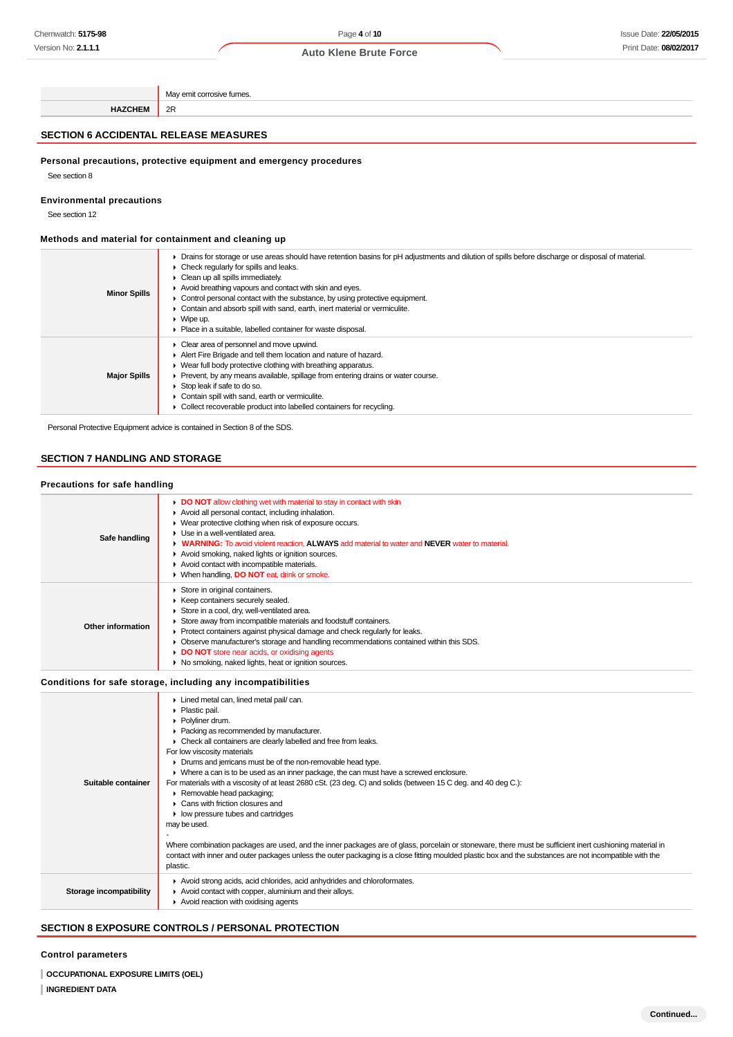|  |  |
|---|---|
|  | May emit corrosive fumes. |
| **HAZCHEM** | 2R |

## SECTION 6 ACCIDENTAL RELEASE MEASURES

### Personal precautions, protective equipment and emergency procedures

See section 8

### Environmental precautions

See section 12

### Methods and material for containment and cleaning up

|  |  |
|---|---|
| **Minor Spills** | ▸ Drains for storage or use areas should have retention basins for pH adjustments and dilution of spills before discharge or disposal of material.<br>▸ Check regularly for spills and leaks.<br>▸ Clean up all spills immediately.<br>▸ Avoid breathing vapours and contact with skin and eyes.<br>▸ Control personal contact with the substance, by using protective equipment.<br>▸ Contain and absorb spill with sand, earth, inert material or vermiculite.<br>▸ Wipe up.<br>▸ Place in a suitable, labelled container for waste disposal. |
| **Major Spills** | ▸ Clear area of personnel and move upwind.<br>▸ Alert Fire Brigade and tell them location and nature of hazard.<br>▸ Wear full body protective clothing with breathing apparatus.<br>▸ Prevent, by any means available, spillage from entering drains or water course.<br>▸ Stop leak if safe to do so.<br>▸ Contain spill with sand, earth or vermiculite.<br>▸ Collect recoverable product into labelled containers for recycling. |

Personal Protective Equipment advice is contained in Section 8 of the SDS.

## SECTION 7 HANDLING AND STORAGE

### Precautions for safe handling

|  |  |
|---|---|
| **Safe handling** | ▸ **DO NOT** allow clothing wet with material to stay in contact with skin<br>▸ Avoid all personal contact, including inhalation.<br>▸ Wear protective clothing when risk of exposure occurs.<br>▸ Use in a well-ventilated area.<br>▸ **WARNING:** To avoid violent reaction, **ALWAYS** add material to water and **NEVER** water to material.<br>▸ Avoid smoking, naked lights or ignition sources.<br>▸ Avoid contact with incompatible materials.<br>▸ When handling, **DO NOT** eat, drink or smoke. |
| **Other information** | ▸ Store in original containers.<br>▸ Keep containers securely sealed.<br>▸ Store in a cool, dry, well-ventilated area.<br>▸ Store away from incompatible materials and foodstuff containers.<br>▸ Protect containers against physical damage and check regularly for leaks.<br>▸ Observe manufacturer's storage and handling recommendations contained within this SDS.<br>▸ **DO NOT** store near acids, or oxidising agents<br>▸ No smoking, naked lights, heat or ignition sources. |

### Conditions for safe storage, including any incompatibilities

|  |  |
|---|---|
| **Suitable container** | ▸ Lined metal can, lined metal pail/ can.<br>▸ Plastic pail.<br>▸ Polyliner drum.<br>▸ Packing as recommended by manufacturer.<br>▸ Check all containers are clearly labelled and free from leaks.<br>For low viscosity materials<br>▸ Drums and jerricans must be of the non-removable head type.<br>▸ Where a can is to be used as an inner package, the can must have a screwed enclosure.<br>For materials with a viscosity of at least 2680 cSt. (23 deg. C) and solids (between 15 C deg. and 40 deg C.):<br>▸ Removable head packaging;<br>▸ Cans with friction closures and<br>▸ low pressure tubes and cartridges<br>may be used.<br>-<br>Where combination packages are used, and the inner packages are of glass, porcelain or stoneware, there must be sufficient inert cushioning material in contact with inner and outer packages unless the outer packaging is a close fitting moulded plastic box and the substances are not incompatible with the plastic. |
| **Storage incompatibility** | ▸ Avoid strong acids, acid chlorides, acid anhydrides and chloroformates.<br>▸ Avoid contact with copper, aluminium and their alloys.<br>▸ Avoid reaction with oxidising agents |

## SECTION 8 EXPOSURE CONTROLS / PERSONAL PROTECTION

### Control parameters

**OCCUPATIONAL EXPOSURE LIMITS (OEL)**

**INGREDIENT DATA**

Continued...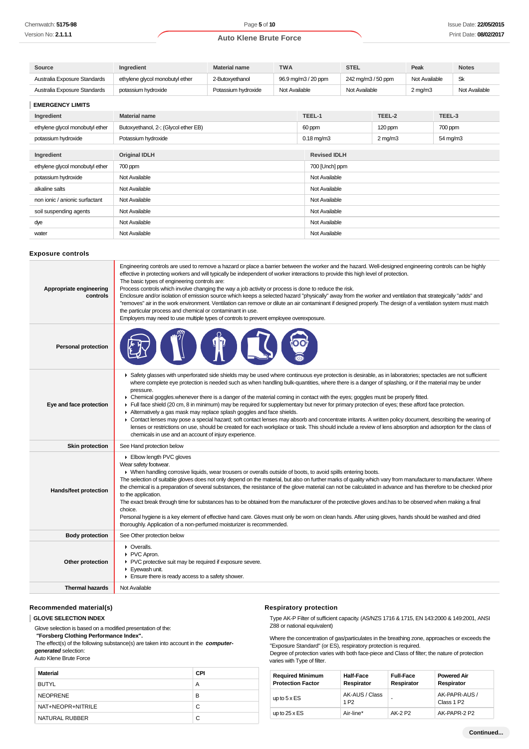| Source | Ingredient | Material name | TWA | STEL | Peak | Notes |
|---|---|---|---|---|---|---|
| Australia Exposure Standards | ethylene glycol monobutyl ether | 2-Butoxyethanol | 96.9 mg/m3 / 20 ppm | 242 mg/m3 / 50 ppm | Not Available | Sk |
| Australia Exposure Standards | potassium hydroxide | Potassium hydroxide | Not Available | Not Available | 2 mg/m3 | Not Available |

### EMERGENCY LIMITS

| Ingredient | Material name | TEEL-1 | TEEL-2 | TEEL-3 |
|---|---|---|---|---|
| ethylene glycol monobutyl ether | Butoxyethanol, 2-; (Glycol ether EB) | 60 ppm | 120 ppm | 700 ppm |
| potassium hydroxide | Potassium hydroxide | 0.18 mg/m3 | 2 mg/m3 | 54 mg/m3 |

| Ingredient | Original IDLH | Revised IDLH |
|---|---|---|
| ethylene glycol monobutyl ether | 700 ppm | 700 [Unch] ppm |
| potassium hydroxide | Not Available | Not Available |
| alkaline salts | Not Available | Not Available |
| non ionic / anionic surfactant | Not Available | Not Available |
| soil suspending agents | Not Available | Not Available |
| dye | Not Available | Not Available |
| water | Not Available | Not Available |

## Exposure controls

| | |
|---|---|
| **Appropriate engineering controls** | Engineering controls are used to remove a hazard or place a barrier between the worker and the hazard. Well-designed engineering controls can be highly effective in protecting workers and will typically be independent of worker interactions to provide this high level of protection.<br>The basic types of engineering controls are:<br>Process controls which involve changing the way a job activity or process is done to reduce the risk.<br>Enclosure and/or isolation of emission source which keeps a selected hazard "physically" away from the worker and ventilation that strategically "adds" and "removes" air in the work environment. Ventilation can remove or dilute an air contaminant if designed properly. The design of a ventilation system must match the particular process and chemical or contaminant in use.<br>Employers may need to use multiple types of controls to prevent employee overexposure. |
| **Personal protection** | |
| **Eye and face protection** | ▸ Safety glasses with unperforated side shields may be used where continuous eye protection is desirable, as in laboratories; spectacles are not sufficient where complete eye protection is needed such as when handling bulk-quantities, where there is a danger of splashing, or if the material may be under pressure.<br>▸ Chemical goggles.whenever there is a danger of the material coming in contact with the eyes; goggles must be properly fitted.<br>▸ Full face shield (20 cm, 8 in minimum) may be required for supplementary but never for primary protection of eyes; these afford face protection.<br>▸ Alternatively a gas mask may replace splash goggles and face shields.<br>▸ Contact lenses may pose a special hazard; soft contact lenses may absorb and concentrate irritants. A written policy document, describing the wearing of lenses or restrictions on use, should be created for each workplace or task. This should include a review of lens absorption and adsorption for the class of chemicals in use and an account of injury experience. |
| **Skin protection** | See Hand protection below |
| **Hands/feet protection** | ▸ Elbow length PVC gloves<br>Wear safety footwear.<br>▸ When handling corrosive liquids, wear trousers or overalls outside of boots, to avoid spills entering boots.<br>The selection of suitable gloves does not only depend on the material, but also on further marks of quality which vary from manufacturer to manufacturer. Where the chemical is a preparation of several substances, the resistance of the glove material can not be calculated in advance and has therefore to be checked prior to the application.<br>The exact break through time for substances has to be obtained from the manufacturer of the protective gloves and.has to be observed when making a final choice.<br>Personal hygiene is a key element of effective hand care. Gloves must only be worn on clean hands. After using gloves, hands should be washed and dried thoroughly. Application of a non-perfumed moisturizer is recommended. |
| **Body protection** | See Other protection below |
| **Other protection** | ▸ Overalls.<br>▸ PVC Apron.<br>▸ PVC protective suit may be required if exposure severe.<br>▸ Eyewash unit.<br>▸ Ensure there is ready access to a safety shower. |
| **Thermal hazards** | Not Available |

## Recommended material(s)

### GLOVE SELECTION INDEX

Glove selection is based on a modified presentation of the:
**"Forsberg Clothing Performance Index".**
The effect(s) of the following substance(s) are taken into account in the ***computer-generated*** selection:
Auto Klene Brute Force

| Material | CPI |
|---|---|
| BUTYL | A |
| NEOPRENE | B |
| NAT+NEOPR+NITRILE | C |
| NATURAL RUBBER | C |

## Respiratory protection

Type AK-P Filter of sufficient capacity. (AS/NZS 1716 & 1715, EN 143:2000 & 149:2001, ANSI Z88 or national equivalent)

Where the concentration of gas/particulates in the breathing zone, approaches or exceeds the "Exposure Standard" (or ES), respiratory protection is required.
Degree of protection varies with both face-piece and Class of filter; the nature of protection varies with Type of filter.

| Required Minimum Protection Factor | Half-Face Respirator | Full-Face Respirator | Powered Air Respirator |
|---|---|---|---|
| up to 5 x ES | AK-AUS / Class 1 P2 | - | AK-PAPR-AUS / Class 1 P2 |
| up to 25 x ES | Air-line* | AK-2 P2 | AK-PAPR-2 P2 |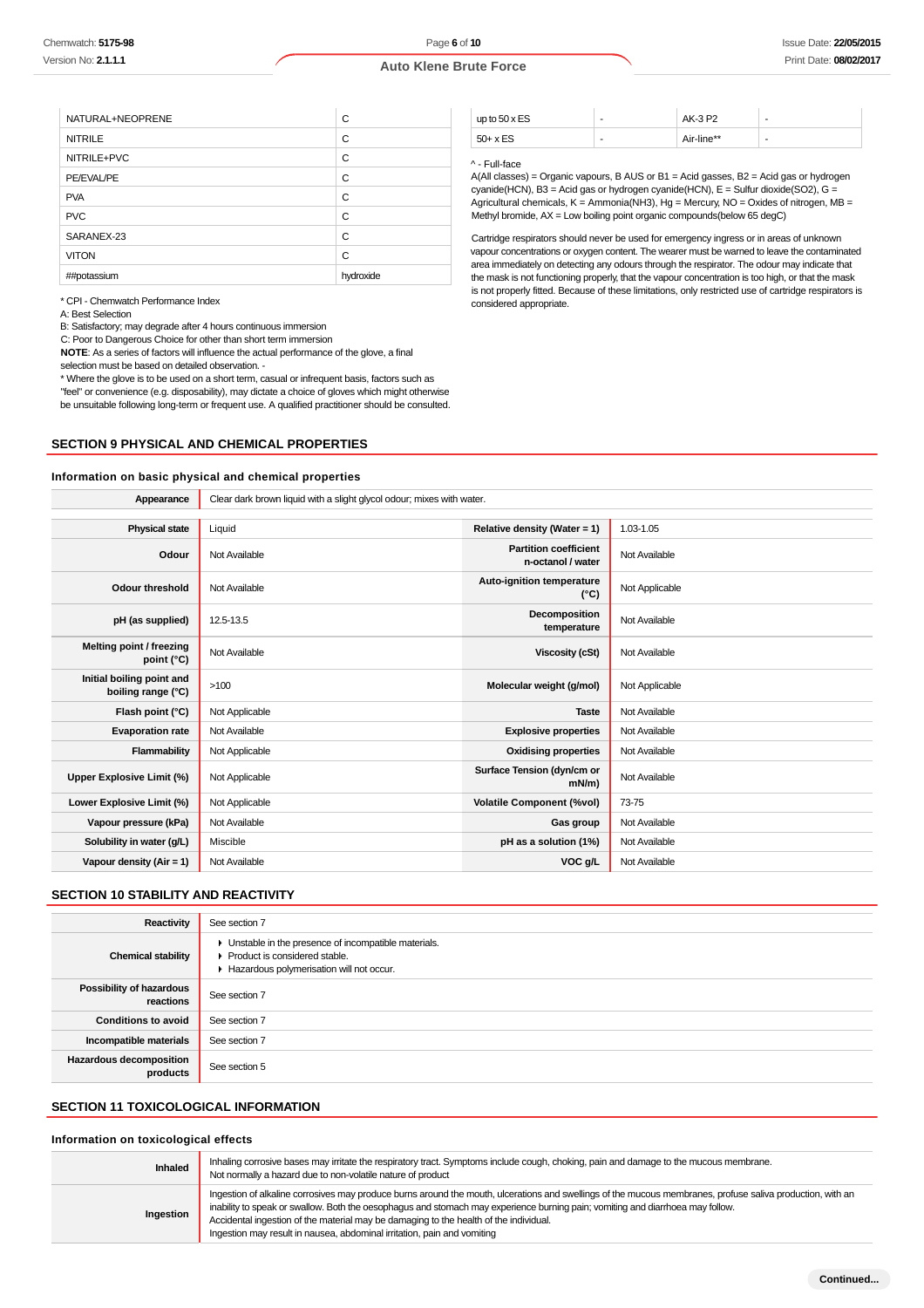| | |
|---|---|
| NATURAL+NEOPRENE | C |
| NITRILE | C |
| NITRILE+PVC | C |
| PE/EVAL/PE | C |
| PVA | C |
| PVC | C |
| SARANEX-23 | C |
| VITON | C |
| ##potassium | hydroxide |

* CPI - Chemwatch Performance Index
A: Best Selection
B: Satisfactory; may degrade after 4 hours continuous immersion
C: Poor to Dangerous Choice for other than short term immersion
**NOTE**: As a series of factors will influence the actual performance of the glove, a final selection must be based on detailed observation. -
* Where the glove is to be used on a short term, casual or infrequent basis, factors such as "feel" or convenience (e.g. disposability), may dictate a choice of gloves which might otherwise be unsuitable following long-term or frequent use. A qualified practitioner should be consulted.

| | | | |
|---|---|---|---|
| up to 50 x ES | - | AK-3 P2 | - |
| 50+ x ES | - | Air-line** | - |

^ - Full-face
A(All classes) = Organic vapours, B AUS or B1 = Acid gasses, B2 = Acid gas or hydrogen cyanide(HCN), B3 = Acid gas or hydrogen cyanide(HCN), E = Sulfur dioxide(SO2), G = Agricultural chemicals, K = Ammonia(NH3), Hg = Mercury, NO = Oxides of nitrogen, MB = Methyl bromide, AX = Low boiling point organic compounds(below 65 degC)

Cartridge respirators should never be used for emergency ingress or in areas of unknown vapour concentrations or oxygen content. The wearer must be warned to leave the contaminated area immediately on detecting any odours through the respirator. The odour may indicate that the mask is not functioning properly, that the vapour concentration is too high, or that the mask is not properly fitted. Because of these limitations, only restricted use of cartridge respirators is considered appropriate.

## SECTION 9 PHYSICAL AND CHEMICAL PROPERTIES

### Information on basic physical and chemical properties

| | | | |
|---|---|---|---|
| **Appearance** | Clear dark brown liquid with a slight glycol odour; mixes with water. | | |
| **Physical state** | Liquid | **Relative density (Water = 1)** | 1.03-1.05 |
| **Odour** | Not Available | **Partition coefficient n-octanol / water** | Not Available |
| **Odour threshold** | Not Available | **Auto-ignition temperature (°C)** | Not Applicable |
| **pH (as supplied)** | 12.5-13.5 | **Decomposition temperature** | Not Available |
| **Melting point / freezing point (°C)** | Not Available | **Viscosity (cSt)** | Not Available |
| **Initial boiling point and boiling range (°C)** | >100 | **Molecular weight (g/mol)** | Not Applicable |
| **Flash point (°C)** | Not Applicable | **Taste** | Not Available |
| **Evaporation rate** | Not Available | **Explosive properties** | Not Available |
| **Flammability** | Not Applicable | **Oxidising properties** | Not Available |
| **Upper Explosive Limit (%)** | Not Applicable | **Surface Tension (dyn/cm or mN/m)** | Not Available |
| **Lower Explosive Limit (%)** | Not Applicable | **Volatile Component (%vol)** | 73-75 |
| **Vapour pressure (kPa)** | Not Available | **Gas group** | Not Available |
| **Solubility in water (g/L)** | Miscible | **pH as a solution (1%)** | Not Available |
| **Vapour density (Air = 1)** | Not Available | **VOC g/L** | Not Available |

## SECTION 10 STABILITY AND REACTIVITY

| | |
|---|---|
| **Reactivity** | See section 7 |
| **Chemical stability** | ▸ Unstable in the presence of incompatible materials.<br>▸ Product is considered stable.<br>▸ Hazardous polymerisation will not occur. |
| **Possibility of hazardous reactions** | See section 7 |
| **Conditions to avoid** | See section 7 |
| **Incompatible materials** | See section 7 |
| **Hazardous decomposition products** | See section 5 |

## SECTION 11 TOXICOLOGICAL INFORMATION

### Information on toxicological effects

| | |
|---|---|
| **Inhaled** | Inhaling corrosive bases may irritate the respiratory tract. Symptoms include cough, choking, pain and damage to the mucous membrane.<br>Not normally a hazard due to non-volatile nature of product |
| **Ingestion** | Ingestion of alkaline corrosives may produce burns around the mouth, ulcerations and swellings of the mucous membranes, profuse saliva production, with an inability to speak or swallow. Both the oesophagus and stomach may experience burning pain; vomiting and diarrhoea may follow.<br>Accidental ingestion of the material may be damaging to the health of the individual.<br>Ingestion may result in nausea, abdominal irritation, pain and vomiting |

**Continued...**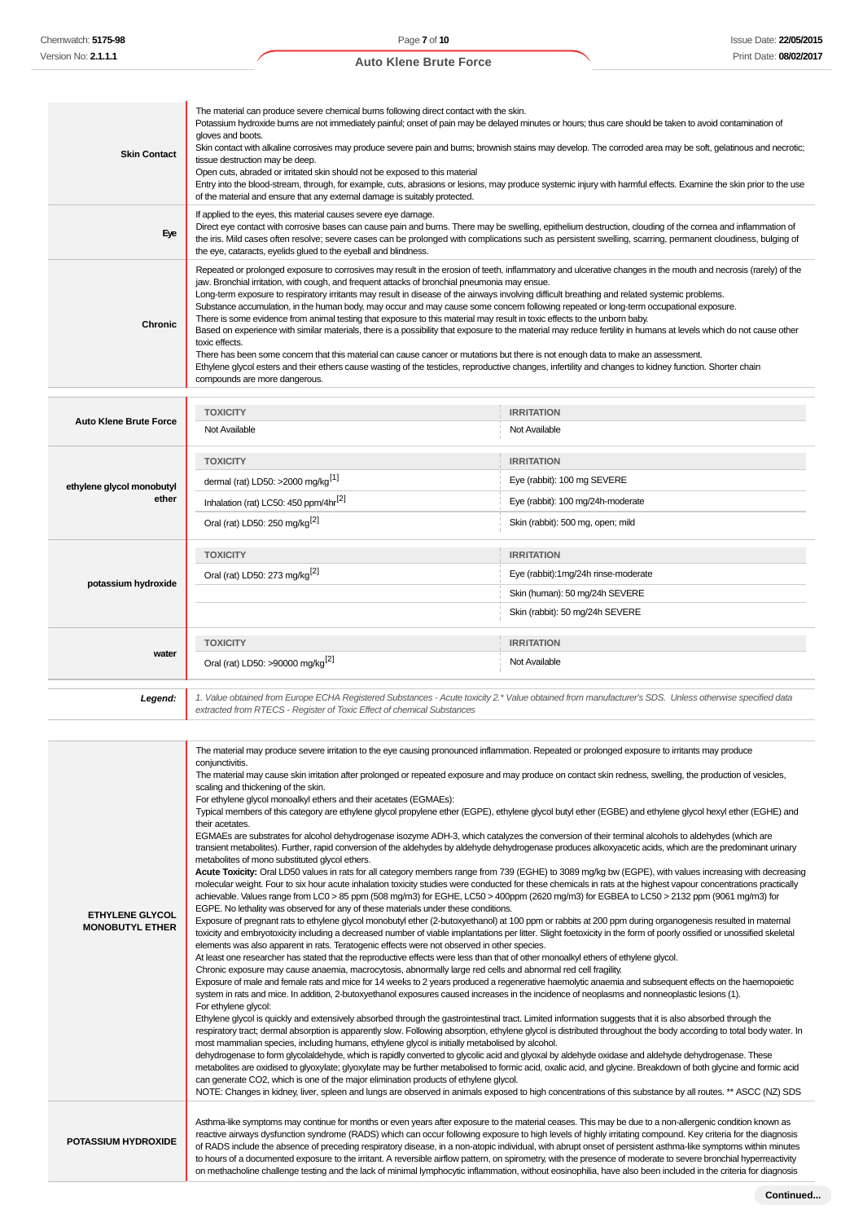| | |
|---|---|
| **Skin Contact** | The material can produce severe chemical burns following direct contact with the skin.<br>Potassium hydroxide burns are not immediately painful; onset of pain may be delayed minutes or hours; thus care should be taken to avoid contamination of gloves and boots.<br>Skin contact with alkaline corrosives may produce severe pain and burns; brownish stains may develop. The corroded area may be soft, gelatinous and necrotic; tissue destruction may be deep.<br>Open cuts, abraded or irritated skin should not be exposed to this material<br>Entry into the blood-stream, through, for example, cuts, abrasions or lesions, may produce systemic injury with harmful effects. Examine the skin prior to the use of the material and ensure that any external damage is suitably protected. |
| **Eye** | If applied to the eyes, this material causes severe eye damage.<br>Direct eye contact with corrosive bases can cause pain and burns. There may be swelling, epithelium destruction, clouding of the cornea and inflammation of the iris. Mild cases often resolve; severe cases can be prolonged with complications such as persistent swelling, scarring, permanent cloudiness, bulging of the eye, cataracts, eyelids glued to the eyeball and blindness. |
| **Chronic** | Repeated or prolonged exposure to corrosives may result in the erosion of teeth, inflammatory and ulcerative changes in the mouth and necrosis (rarely) of the jaw. Bronchial irritation, with cough, and frequent attacks of bronchial pneumonia may ensue.<br>Long-term exposure to respiratory irritants may result in disease of the airways involving difficult breathing and related systemic problems.<br>Substance accumulation, in the human body, may occur and may cause some concern following repeated or long-term occupational exposure.<br>There is some evidence from animal testing that exposure to this material may result in toxic effects to the unborn baby.<br>Based on experience with similar materials, there is a possibility that exposure to the material may reduce fertility in humans at levels which do not cause other toxic effects.<br>There has been some concern that this material can cause cancer or mutations but there is not enough data to make an assessment.<br>Ethylene glycol esters and their ethers cause wasting of the testicles, reproductive changes, infertility and changes to kidney function. Shorter chain compounds are more dangerous. |

| | TOXICITY | IRRITATION |
|---|---|---|
| **Auto Klene Brute Force** | Not Available | Not Available |
| **ethylene glycol monobutyl ether** | dermal (rat) LD50: >2000 mg/kg[1] | Eye (rabbit): 100 mg SEVERE |
| | Inhalation (rat) LC50: 450 ppm/4hr[2] | Eye (rabbit): 100 mg/24h-moderate |
| | Oral (rat) LD50: 250 mg/kg[2] | Skin (rabbit): 500 mg, open; mild |
| **potassium hydroxide** | Oral (rat) LD50: 273 mg/kg[2] | Eye (rabbit):1mg/24h rinse-moderate |
| | | Skin (human): 50 mg/24h SEVERE |
| | | Skin (rabbit): 50 mg/24h SEVERE |
| **water** | Oral (rat) LD50: >90000 mg/kg[2] | Not Available |

| | |
|---|---|
| ***Legend:*** | *1. Value obtained from Europe ECHA Registered Substances - Acute toxicity 2.\* Value obtained from manufacturer's SDS. Unless otherwise specified data extracted from RTECS - Register of Toxic Effect of chemical Substances* |

| | |
|---|---|
| **ETHYLENE GLYCOL MONOBUTYL ETHER** | The material may produce severe irritation to the eye causing pronounced inflammation. Repeated or prolonged exposure to irritants may produce conjunctivitis.<br>The material may cause skin irritation after prolonged or repeated exposure and may produce on contact skin redness, swelling, the production of vesicles, scaling and thickening of the skin.<br>For ethylene glycol monoalkyl ethers and their acetates (EGMAEs):<br>Typical members of this category are ethylene glycol propylene ether (EGPE), ethylene glycol butyl ether (EGBE) and ethylene glycol hexyl ether (EGHE) and their acetates.<br>EGMAEs are substrates for alcohol dehydrogenase isozyme ADH-3, which catalyzes the conversion of their terminal alcohols to aldehydes (which are transient metabolites). Further, rapid conversion of the aldehydes by aldehyde dehydrogenase produces alkoxyacetic acids, which are the predominant urinary metabolites of mono substituted glycol ethers.<br>**Acute Toxicity:** Oral LD50 values in rats for all category members range from 739 (EGHE) to 3089 mg/kg bw (EGPE), with values increasing with decreasing molecular weight. Four to six hour acute inhalation toxicity studies were conducted for these chemicals in rats at the highest vapour concentrations practically achievable. Values range from LC0 > 85 ppm (508 mg/m3) for EGHE, LC50 > 400ppm (2620 mg/m3) for EGBEA to LC50 > 2132 ppm (9061 mg/m3) for EGPE. No lethality was observed for any of these materials under these conditions.<br>Exposure of pregnant rats to ethylene glycol monobutyl ether (2-butoxyethanol) at 100 ppm or rabbits at 200 ppm during organogenesis resulted in maternal toxicity and embryotoxicity including a decreased number of viable implantations per litter. Slight foetoxicity in the form of poorly ossified or unossified skeletal elements was also apparent in rats. Teratogenic effects were not observed in other species.<br>At least one researcher has stated that the reproductive effects were less than that of other monoalkyl ethers of ethylene glycol.<br>Chronic exposure may cause anaemia, macrocytosis, abnormally large red cells and abnormal red cell fragility.<br>Exposure of male and female rats and mice for 14 weeks to 2 years produced a regenerative haemolytic anaemia and subsequent effects on the haemopoietic system in rats and mice. In addition, 2-butoxyethanol exposures caused increases in the incidence of neoplasms and nonneoplastic lesions (1).<br>For ethylene glycol:<br>Ethylene glycol is quickly and extensively absorbed through the gastrointestinal tract. Limited information suggests that it is also absorbed through the respiratory tract; dermal absorption is apparently slow. Following absorption, ethylene glycol is distributed throughout the body according to total body water. In most mammalian species, including humans, ethylene glycol is initially metabolised by alcohol.<br>dehydrogenase to form glycolaldehyde, which is rapidly converted to glycolic acid and glyoxal by aldehyde oxidase and aldehyde dehydrogenase. These metabolites are oxidised to glyoxylate; glyoxylate may be further metabolised to formic acid, oxalic acid, and glycine. Breakdown of both glycine and formic acid can generate CO2, which is one of the major elimination products of ethylene glycol.<br>NOTE: Changes in kidney, liver, spleen and lungs are observed in animals exposed to high concentrations of this substance by all routes. \*\* ASCC (NZ) SDS |
| **POTASSIUM HYDROXIDE** | Asthma-like symptoms may continue for months or even years after exposure to the material ceases. This may be due to a non-allergenic condition known as reactive airways dysfunction syndrome (RADS) which can occur following exposure to high levels of highly irritating compound. Key criteria for the diagnosis of RADS include the absence of preceding respiratory disease, in a non-atopic individual, with abrupt onset of persistent asthma-like symptoms within minutes to hours of a documented exposure to the irritant. A reversible airflow pattern, on spirometry, with the presence of moderate to severe bronchial hyperreactivity on methacholine challenge testing and the lack of minimal lymphocytic inflammation, without eosinophilia, have also been included in the criteria for diagnosis |

**Continued...**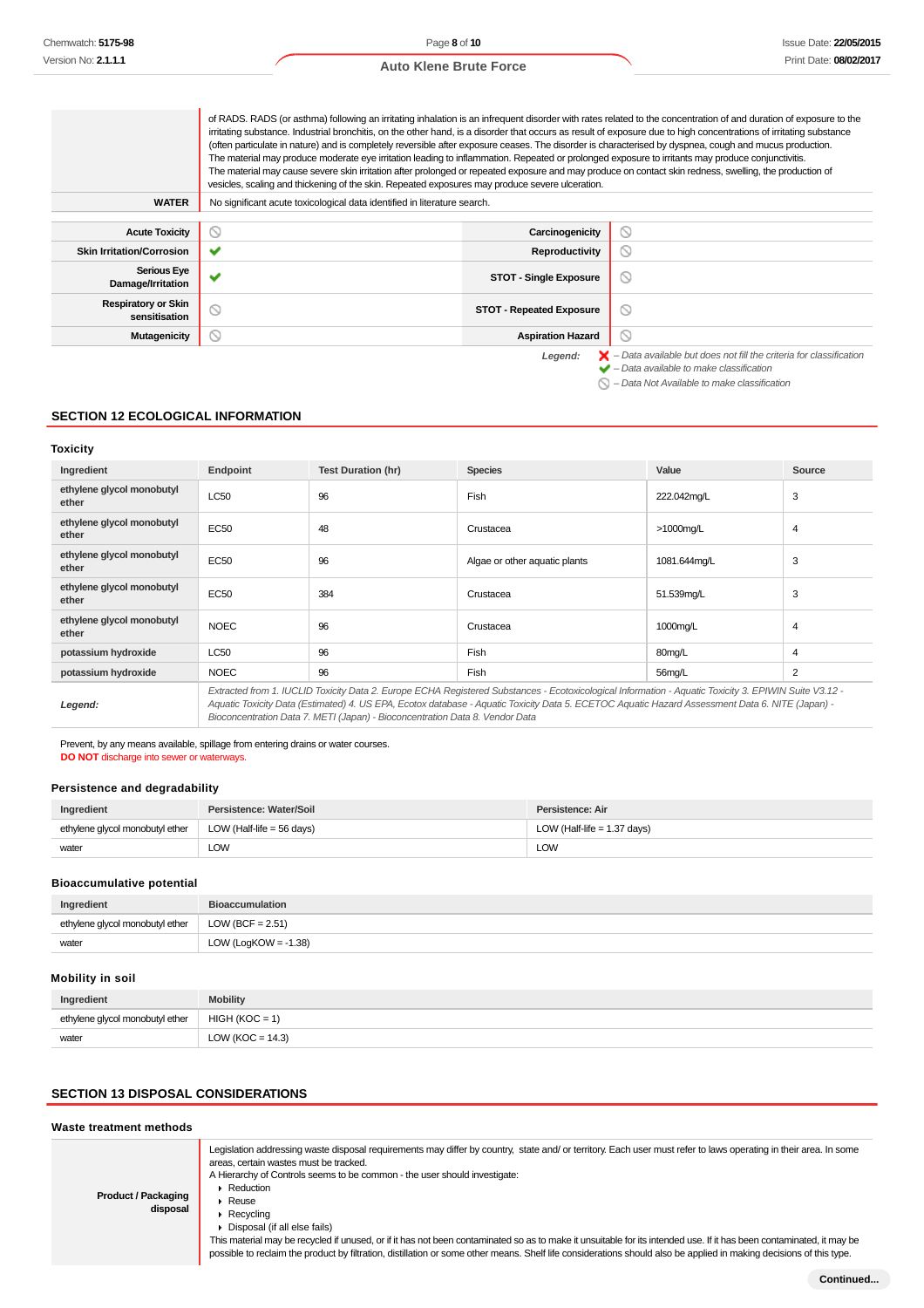| | |
|---|---|
| | of RADS. RADS (or asthma) following an irritating inhalation is an infrequent disorder with rates related to the concentration of and duration of exposure to the irritating substance. Industrial bronchitis, on the other hand, is a disorder that occurs as result of exposure due to high concentrations of irritating substance (often particulate in nature) and is completely reversible after exposure ceases. The disorder is characterised by dyspnea, cough and mucus production. The material may produce moderate eye irritation leading to inflammation. Repeated or prolonged exposure to irritants may produce conjunctivitis. The material may cause severe skin irritation after prolonged or repeated exposure and may produce on contact skin redness, swelling, the production of vesicles, scaling and thickening of the skin. Repeated exposures may produce severe ulceration. |
| **WATER** | No significant acute toxicological data identified in literature search. |

| | | | |
|---|---|---|---|
| **Acute Toxicity** | ⃠ | **Carcinogenicity** | ⃠ |
| **Skin Irritation/Corrosion** | ✔ | **Reproductivity** | ⃠ |
| **Serious Eye Damage/Irritation** | ✔ | **STOT - Single Exposure** | ⃠ |
| **Respiratory or Skin sensitisation** | ⃠ | **STOT - Repeated Exposure** | ⃠ |
| **Mutagenicity** | ⃠ | **Aspiration Hazard** | ⃠ |

*Legend:*
- ✘ *– Data available but does not fill the criteria for classification*
- ✔ *– Data available to make classification*
- ⃠ *– Data Not Available to make classification*

## SECTION 12 ECOLOGICAL INFORMATION

### Toxicity

| Ingredient | Endpoint | Test Duration (hr) | Species | Value | Source |
|---|---|---|---|---|---|
| **ethylene glycol monobutyl ether** | LC50 | 96 | Fish | 222.042mg/L | 3 |
| **ethylene glycol monobutyl ether** | EC50 | 48 | Crustacea | >1000mg/L | 4 |
| **ethylene glycol monobutyl ether** | EC50 | 96 | Algae or other aquatic plants | 1081.644mg/L | 3 |
| **ethylene glycol monobutyl ether** | EC50 | 384 | Crustacea | 51.539mg/L | 3 |
| **ethylene glycol monobutyl ether** | NOEC | 96 | Crustacea | 1000mg/L | 4 |
| **potassium hydroxide** | LC50 | 96 | Fish | 80mg/L | 4 |
| **potassium hydroxide** | NOEC | 96 | Fish | 56mg/L | 2 |
| ***Legend:*** | *Extracted from 1. IUCLID Toxicity Data 2. Europe ECHA Registered Substances - Ecotoxicological Information - Aquatic Toxicity 3. EPIWIN Suite V3.12 - Aquatic Toxicity Data (Estimated) 4. US EPA, Ecotox database - Aquatic Toxicity Data 5. ECETOC Aquatic Hazard Assessment Data 6. NITE (Japan) - Bioconcentration Data 7. METI (Japan) - Bioconcentration Data 8. Vendor Data* | | | | |

Prevent, by any means available, spillage from entering drains or water courses.
**DO NOT** discharge into sewer or waterways.

### Persistence and degradability

| Ingredient | Persistence: Water/Soil | Persistence: Air |
|---|---|---|
| ethylene glycol monobutyl ether | LOW (Half-life = 56 days) | LOW (Half-life = 1.37 days) |
| water | LOW | LOW |

### Bioaccumulative potential

| Ingredient | Bioaccumulation |
|---|---|
| ethylene glycol monobutyl ether | LOW (BCF = 2.51) |
| water | LOW (LogKOW = -1.38) |

### Mobility in soil

| Ingredient | Mobility |
|---|---|
| ethylene glycol monobutyl ether | HIGH (KOC = 1) |
| water | LOW (KOC = 14.3) |

## SECTION 13 DISPOSAL CONSIDERATIONS

### Waste treatment methods

| | |
|---|---|
| **Product / Packaging disposal** | Legislation addressing waste disposal requirements may differ by country, state and/ or territory. Each user must refer to laws operating in their area. In some areas, certain wastes must be tracked.<br>A Hierarchy of Controls seems to be common - the user should investigate:<br>▸ Reduction<br>▸ Reuse<br>▸ Recycling<br>▸ Disposal (if all else fails)<br>This material may be recycled if unused, or if it has not been contaminated so as to make it unsuitable for its intended use. If it has been contaminated, it may be possible to reclaim the product by filtration, distillation or some other means. Shelf life considerations should also be applied in making decisions of this type. |

Continued...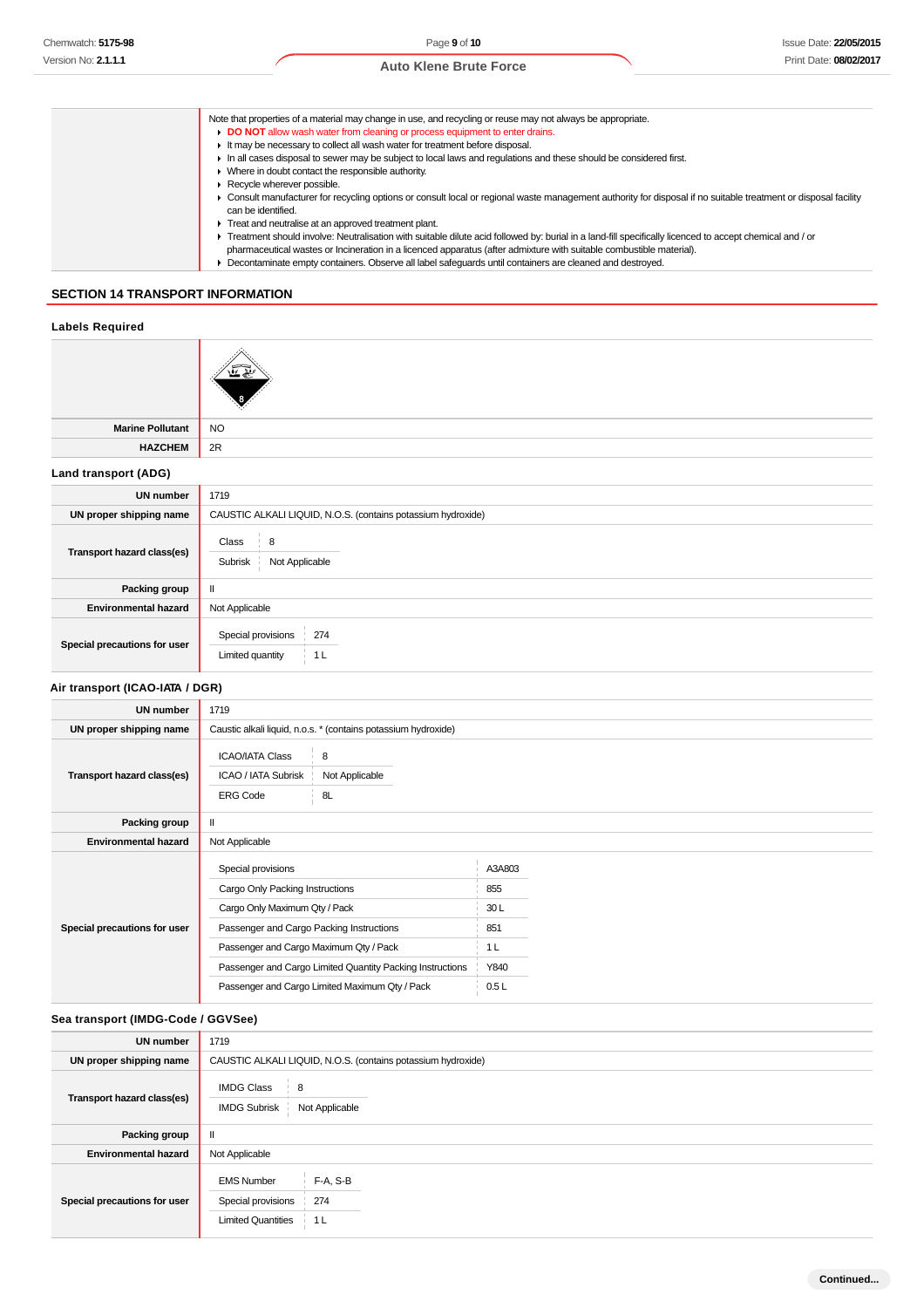| | |
|---|---|
| | Note that properties of a material may change in use, and recycling or reuse may not always be appropriate.<br>▸ **DO NOT** allow wash water from cleaning or process equipment to enter drains.<br>▸ It may be necessary to collect all wash water for treatment before disposal.<br>▸ In all cases disposal to sewer may be subject to local laws and regulations and these should be considered first.<br>▸ Where in doubt contact the responsible authority.<br>▸ Recycle wherever possible.<br>▸ Consult manufacturer for recycling options or consult local or regional waste management authority for disposal if no suitable treatment or disposal facility can be identified.<br>▸ Treat and neutralise at an approved treatment plant.<br>▸ Treatment should involve: Neutralisation with suitable dilute acid followed by: burial in a land-fill specifically licenced to accept chemical and / or pharmaceutical wastes or Incineration in a licenced apparatus (after admixture with suitable combustible material).<br>▸ Decontaminate empty containers. Observe all label safeguards until containers are cleaned and destroyed. |

## SECTION 14 TRANSPORT INFORMATION

### Labels Required

| | |
|---|---|
| | 8 |
| **Marine Pollutant** | NO |
| **HAZCHEM** | 2R |

### Land transport (ADG)

| | |
|---|---|
| **UN number** | 1719 |
| **UN proper shipping name** | CAUSTIC ALKALI LIQUID, N.O.S. (contains potassium hydroxide) |
| **Transport hazard class(es)** | Class: 8<br>Subrisk: Not Applicable |
| **Packing group** | II |
| **Environmental hazard** | Not Applicable |
| **Special precautions for user** | Special provisions: 274<br>Limited quantity: 1 L |

### Air transport (ICAO-IATA / DGR)

| | |
|---|---|
| **UN number** | 1719 |
| **UN proper shipping name** | Caustic alkali liquid, n.o.s. * (contains potassium hydroxide) |
| **Transport hazard class(es)** | ICAO/IATA Class: 8<br>ICAO / IATA Subrisk: Not Applicable<br>ERG Code: 8L |
| **Packing group** | II |
| **Environmental hazard** | Not Applicable |
| **Special precautions for user** | Special provisions: A3A803<br>Cargo Only Packing Instructions: 855<br>Cargo Only Maximum Qty / Pack: 30 L<br>Passenger and Cargo Packing Instructions: 851<br>Passenger and Cargo Maximum Qty / Pack: 1 L<br>Passenger and Cargo Limited Quantity Packing Instructions: Y840<br>Passenger and Cargo Limited Maximum Qty / Pack: 0.5 L |

### Sea transport (IMDG-Code / GGVSee)

| | |
|---|---|
| **UN number** | 1719 |
| **UN proper shipping name** | CAUSTIC ALKALI LIQUID, N.O.S. (contains potassium hydroxide) |
| **Transport hazard class(es)** | IMDG Class: 8<br>IMDG Subrisk: Not Applicable |
| **Packing group** | II |
| **Environmental hazard** | Not Applicable |
| **Special precautions for user** | EMS Number: F-A, S-B<br>Special provisions: 274<br>Limited Quantities: 1 L |

**Continued...**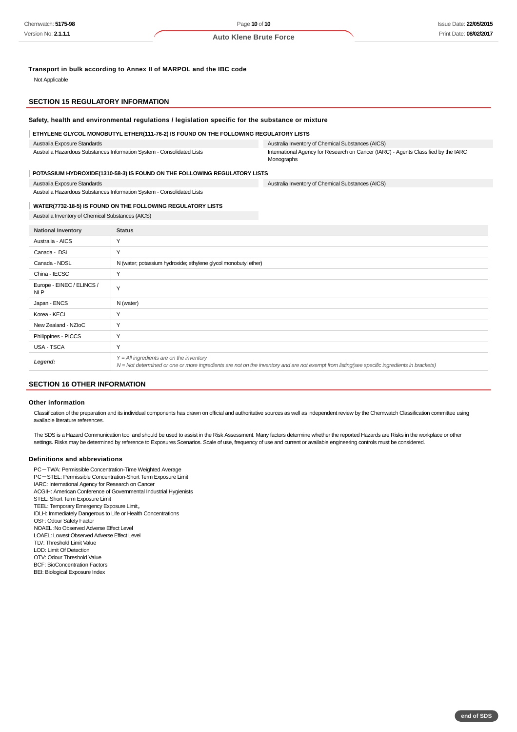**Transport in bulk according to Annex II of MARPOL and the IBC code**

Not Applicable

## SECTION 15 REGULATORY INFORMATION

### Safety, health and environmental regulations / legislation specific for the substance or mixture

**ETHYLENE GLYCOL MONOBUTYL ETHER(111-76-2) IS FOUND ON THE FOLLOWING REGULATORY LISTS**

| | |
|---|---|
| Australia Exposure Standards | Australia Inventory of Chemical Substances (AICS) |
| Australia Hazardous Substances Information System - Consolidated Lists | International Agency for Research on Cancer (IARC) - Agents Classified by the IARC Monographs |

**POTASSIUM HYDROXIDE(1310-58-3) IS FOUND ON THE FOLLOWING REGULATORY LISTS**

| | |
|---|---|
| Australia Exposure Standards | Australia Inventory of Chemical Substances (AICS) |
| Australia Hazardous Substances Information System - Consolidated Lists | |

**WATER(7732-18-5) IS FOUND ON THE FOLLOWING REGULATORY LISTS**

Australia Inventory of Chemical Substances (AICS)

| National Inventory | Status |
|---|---|
| Australia - AICS | Y |
| Canada - DSL | Y |
| Canada - NDSL | N (water; potassium hydroxide; ethylene glycol monobutyl ether) |
| China - IECSC | Y |
| Europe - EINEC / ELINCS / NLP | Y |
| Japan - ENCS | N (water) |
| Korea - KECI | Y |
| New Zealand - NZIoC | Y |
| Philippines - PICCS | Y |
| USA - TSCA | Y |
| *Legend:* | *Y = All ingredients are on the inventory*<br>*N = Not determined or one or more ingredients are not on the inventory and are not exempt from listing(see specific ingredients in brackets)* |

## SECTION 16 OTHER INFORMATION

### Other information

Classification of the preparation and its individual components has drawn on official and authoritative sources as well as independent review by the Chemwatch Classification committee using available literature references.

The SDS is a Hazard Communication tool and should be used to assist in the Risk Assessment. Many factors determine whether the reported Hazards are Risks in the workplace or other settings. Risks may be determined by reference to Exposures Scenarios. Scale of use, frequency of use and current or available engineering controls must be considered.

### Definitions and abbreviations

PC－TWA: Permissible Concentration-Time Weighted Average
PC－STEL: Permissible Concentration-Short Term Exposure Limit
IARC: International Agency for Research on Cancer
ACGIH: American Conference of Governmental Industrial Hygienists
STEL: Short Term Exposure Limit
TEEL: Temporary Emergency Exposure Limit。
IDLH: Immediately Dangerous to Life or Health Concentrations
OSF: Odour Safety Factor
NOAEL :No Observed Adverse Effect Level
LOAEL: Lowest Observed Adverse Effect Level
TLV: Threshold Limit Value
LOD: Limit Of Detection
OTV: Odour Threshold Value
BCF: BioConcentration Factors
BEI: Biological Exposure Index

end of SDS